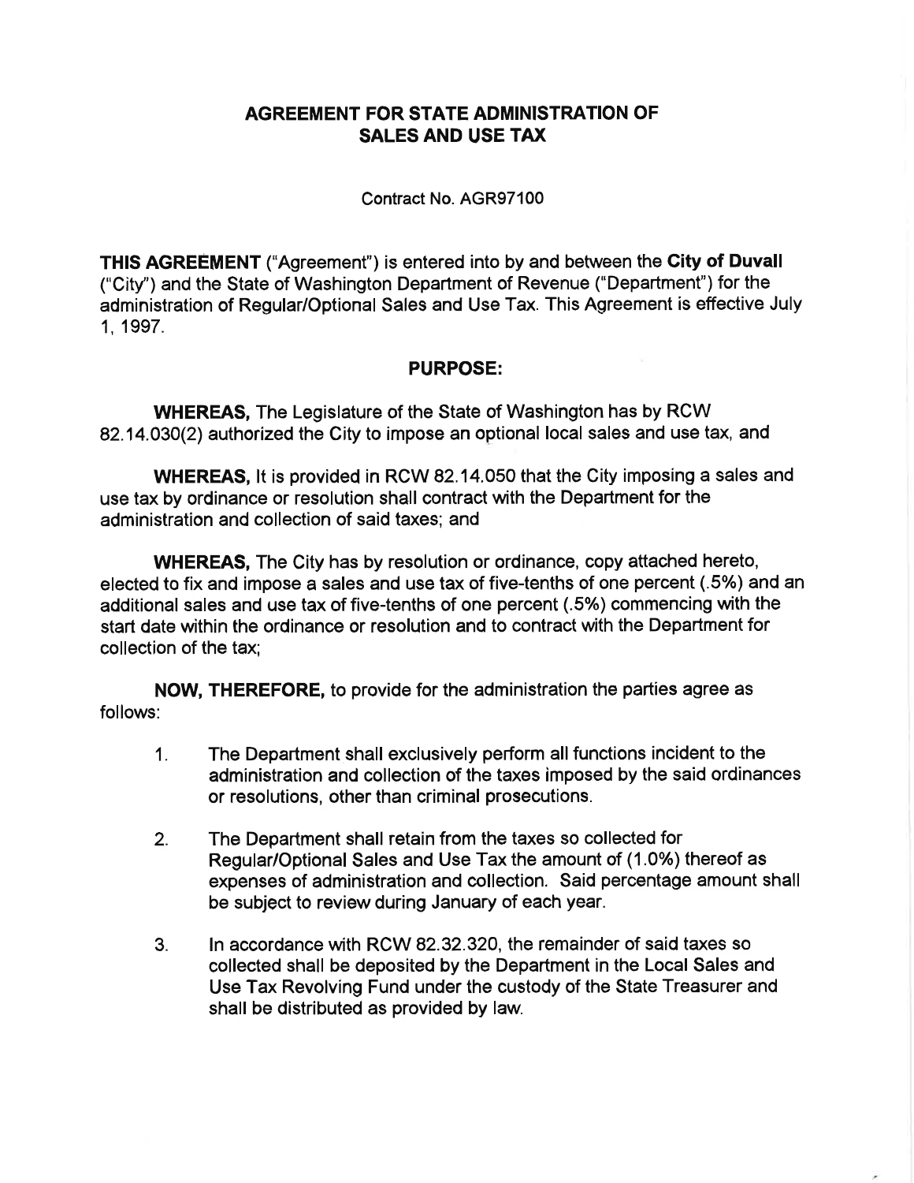# AGREEMENT FOR STATE ADMINISTRATION OF SALES AND USE TAX

Contract No. AGR97100

**THIS AGREEMENT** ("Agreement") is entered into by and between the **City of Duvall** ("City") and the State of Washington Department of Revenue ("Department") for the administration of Regular/Optional Sales and Use Tax. This Agreement is effective July 1, 1997.

## PURPOSE:

**WHEREAS,** The Legislature of the State of Washington has by RCW 82.14.030(2) authorized the City to impose an optional local sales and use tax, and

**WHEREAS,** It is provided in RCW 82.14.050 that the City imposing a sales and use tax by ordinance or resolution shall contract with the Department for the administration and collection of said taxes; and

**WHEREAS,** The City has by resolution or ordinance, copy attached hereto, elected to fix and impose a sales and use tax of five-tenths of one percent (.5%) and an additional sales and use tax of five-tenths of one percent (.5%) commencing with the start date within the ordinance or resolution and to contract with the Department for collection of the tax;

**NOW, THEREFORE,** to provide for the administration the parties agree as follows:

1. The Department shall exclusively perform all functions incident to the administration and collection of the taxes imposed by the said ordinances or resolutions, other than criminal prosecutions.

2. The Department shall retain from the taxes so collected for Regular/Optional Sales and Use Tax the amount of (1.0%) thereof as expenses of administration and collection. Said percentage amount shall be subject to review during January of each year.

3. In accordance with RCW 82.32.320, the remainder of said taxes so collected shall be deposited by the Department in the Local Sales and Use Tax Revolving Fund under the custody of the State Treasurer and shall be distributed as provided by law.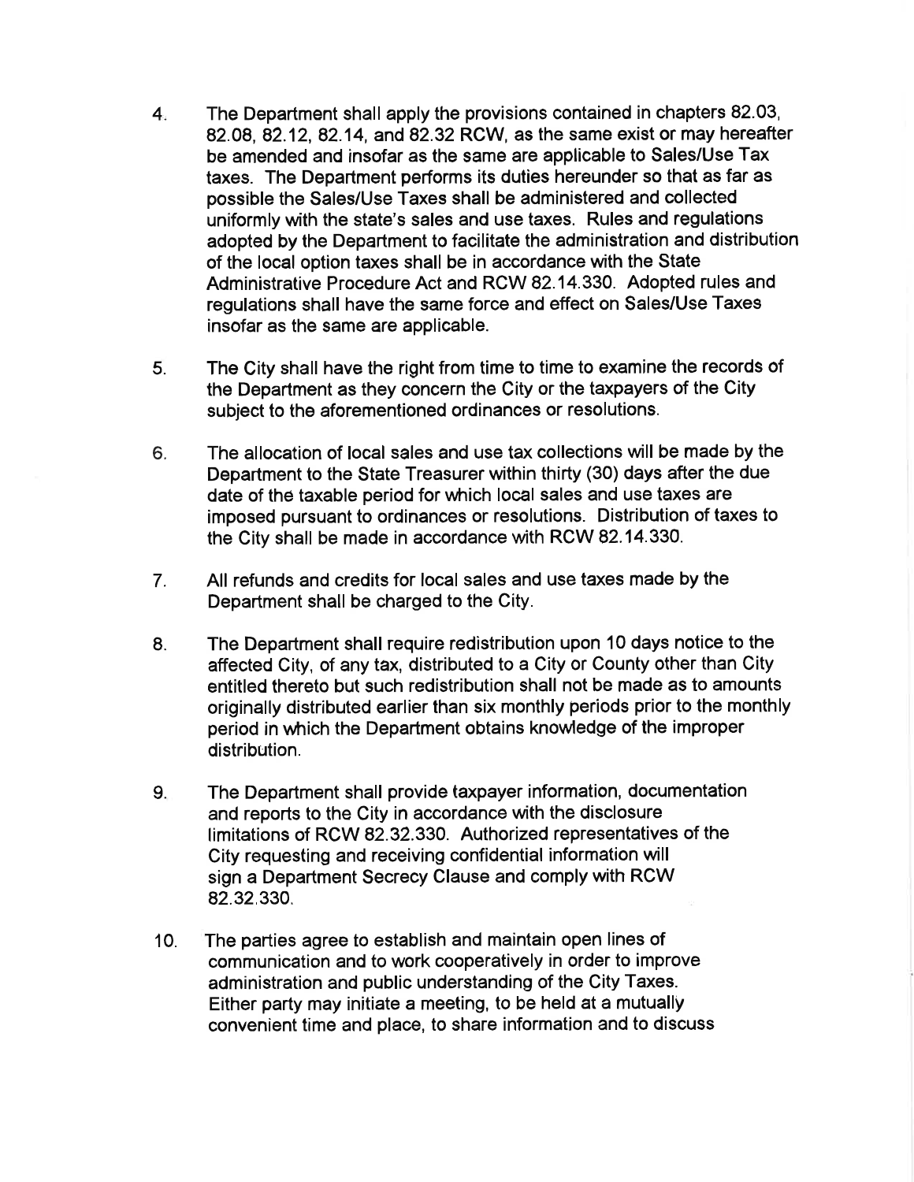4. The Department shall apply the provisions contained in chapters 82.03, 82.08, 82.12, 82.14, and 82.32 RCW, as the same exist or may hereafter be amended and insofar as the same are applicable to Sales/Use Tax taxes. The Department performs its duties hereunder so that as far as possible the Sales/Use Taxes shall be administered and collected uniformly with the state's sales and use taxes. Rules and regulations adopted by the Department to facilitate the administration and distribution of the local option taxes shall be in accordance with the State Administrative Procedure Act and RCW 82.14.330. Adopted rules and regulations shall have the same force and effect on Sales/Use Taxes insofar as the same are applicable.

5. The City shall have the right from time to time to examine the records of the Department as they concern the City or the taxpayers of the City subject to the aforementioned ordinances or resolutions.

6. The allocation of local sales and use tax collections will be made by the Department to the State Treasurer within thirty (30) days after the due date of the taxable period for which local sales and use taxes are imposed pursuant to ordinances or resolutions. Distribution of taxes to the City shall be made in accordance with RCW 82.14.330.

7. All refunds and credits for local sales and use taxes made by the Department shall be charged to the City.

8. The Department shall require redistribution upon 10 days notice to the affected City, of any tax, distributed to a City or County other than City entitled thereto but such redistribution shall not be made as to amounts originally distributed earlier than six monthly periods prior to the monthly period in which the Department obtains knowledge of the improper distribution.

9. The Department shall provide taxpayer information, documentation and reports to the City in accordance with the disclosure limitations of RCW 82.32.330. Authorized representatives of the City requesting and receiving confidential information will sign a Department Secrecy Clause and comply with RCW 82.32.330.

10. The parties agree to establish and maintain open lines of communication and to work cooperatively in order to improve administration and public understanding of the City Taxes. Either party may initiate a meeting, to be held at a mutually convenient time and place, to share information and to discuss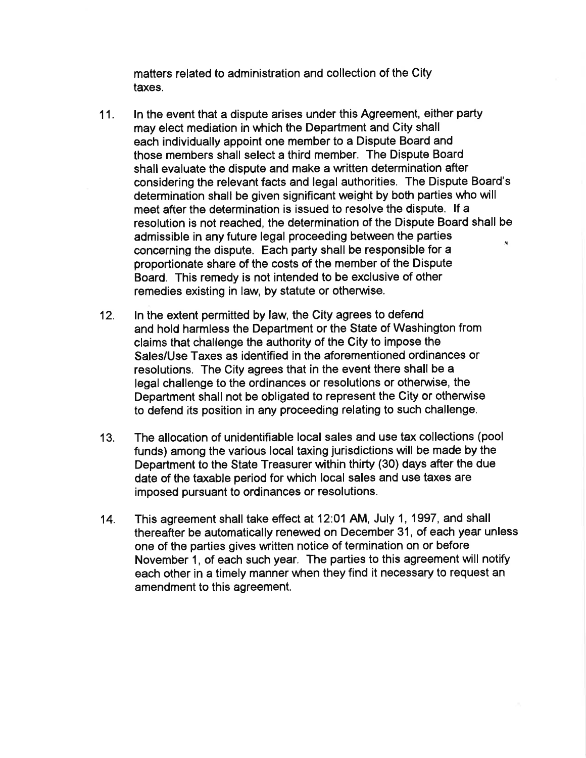matters related to administration and collection of the City taxes.

11. In the event that a dispute arises under this Agreement, either party may elect mediation in which the Department and City shall each individually appoint one member to a Dispute Board and those members shall select a third member. The Dispute Board shall evaluate the dispute and make a written determination after considering the relevant facts and legal authorities. The Dispute Board's determination shall be given significant weight by both parties who will meet after the determination is issued to resolve the dispute. If a resolution is not reached, the determination of the Dispute Board shall be admissible in any future legal proceeding between the parties concerning the dispute. Each party shall be responsible for a proportionate share of the costs of the member of the Dispute Board. This remedy is not intended to be exclusive of other remedies existing in law, by statute or otherwise.

12. In the extent permitted by law, the City agrees to defend and hold harmless the Department or the State of Washington from claims that challenge the authority of the City to impose the Sales/Use Taxes as identified in the aforementioned ordinances or resolutions. The City agrees that in the event there shall be a legal challenge to the ordinances or resolutions or otherwise, the Department shall not be obligated to represent the City or otherwise to defend its position in any proceeding relating to such challenge.

13. The allocation of unidentifiable local sales and use tax collections (pool funds) among the various local taxing jurisdictions will be made by the Department to the State Treasurer within thirty (30) days after the due date of the taxable period for which local sales and use taxes are imposed pursuant to ordinances or resolutions.

14. This agreement shall take effect at 12:01 AM, July 1, 1997, and shall thereafter be automatically renewed on December 31, of each year unless one of the parties gives written notice of termination on or before November 1, of each such year. The parties to this agreement will notify each other in a timely manner when they find it necessary to request an amendment to this agreement.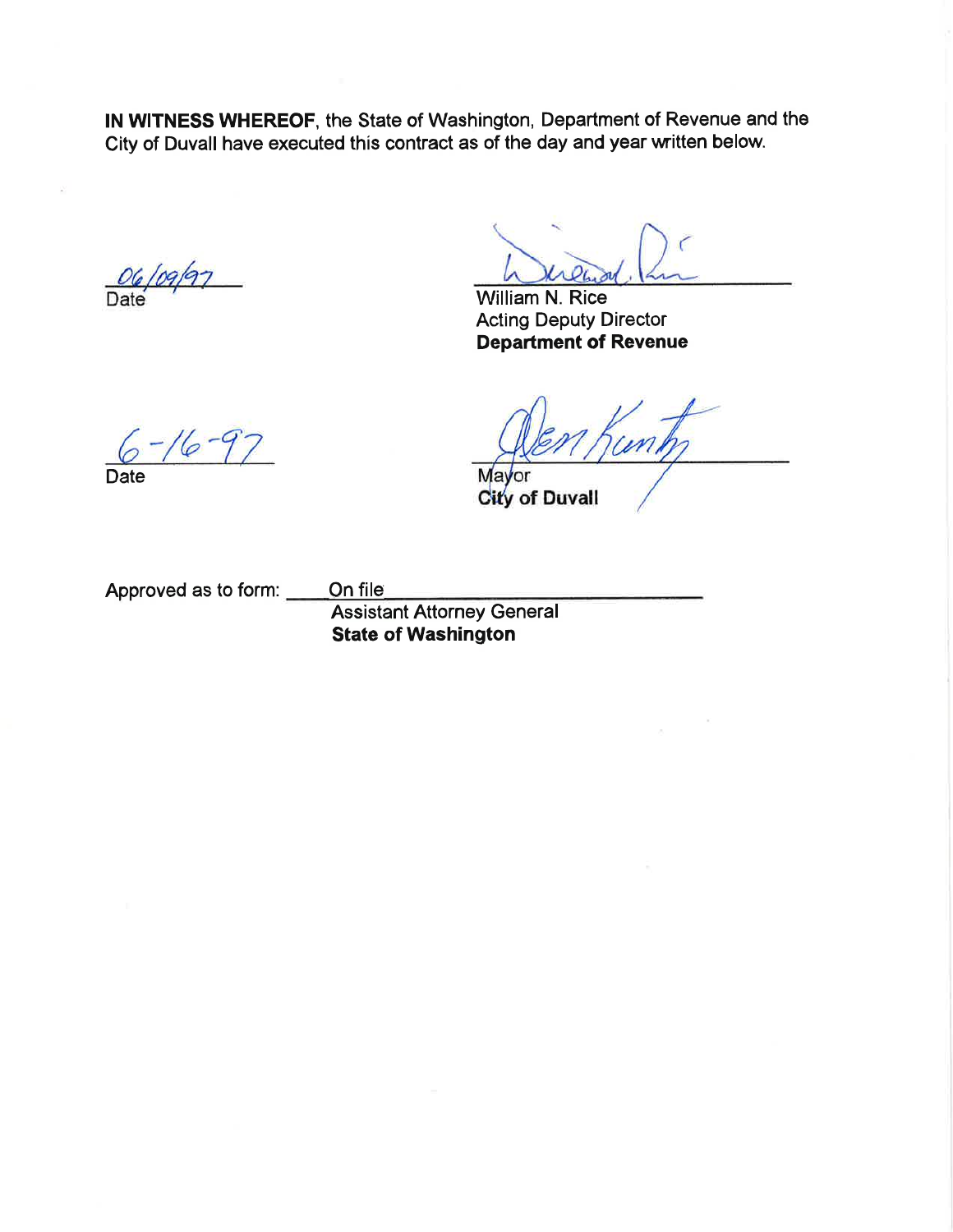**IN WITNESS WHEREOF**, the State of Washington, Department of Revenue and the City of Duvall have executed this contract as of the day and year written below.

06/09/97
Date

William N. Rice
Acting Deputy Director
**Department of Revenue**

6-16-97
Date

Mayor
**City of Duvall**

Approved as to form: On file
Assistant Attorney General
**State of Washington**